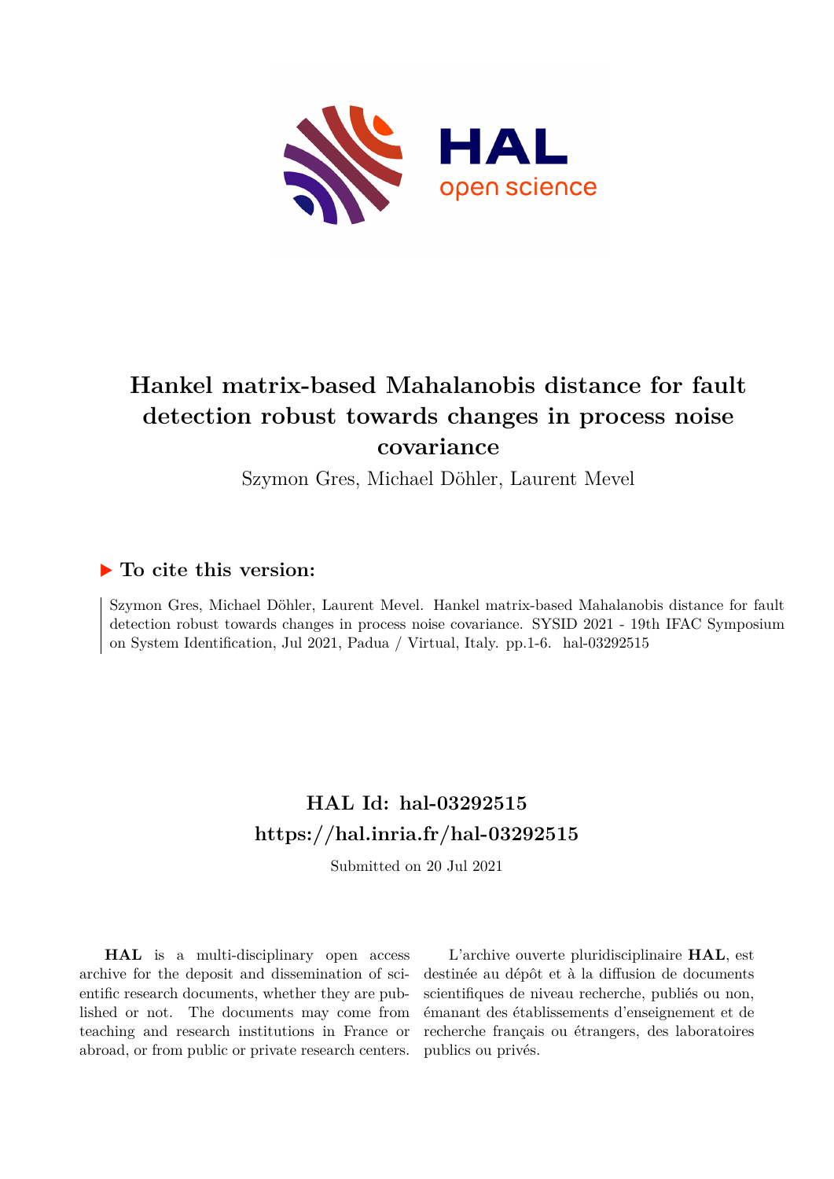# Hankel matrix-based Mahalanobis distance for fault detection robust towards changes in process noise covariance

Szymon Gres, Michael Döhler, Laurent Mevel

## ▶ To cite this version:

Szymon Gres, Michael Döhler, Laurent Mevel. Hankel matrix-based Mahalanobis distance for fault detection robust towards changes in process noise covariance. SYSID 2021 - 19th IFAC Symposium on System Identification, Jul 2021, Padua / Virtual, Italy. pp.1-6. hal-03292515

## HAL Id: hal-03292515
## https://hal.inria.fr/hal-03292515

Submitted on 20 Jul 2021

**HAL** is a multi-disciplinary open access archive for the deposit and dissemination of scientific research documents, whether they are published or not. The documents may come from teaching and research institutions in France or abroad, or from public or private research centers.

L'archive ouverte pluridisciplinaire **HAL**, est destinée au dépôt et à la diffusion de documents scientifiques de niveau recherche, publiés ou non, émanant des établissements d'enseignement et de recherche français ou étrangers, des laboratoires publics ou privés.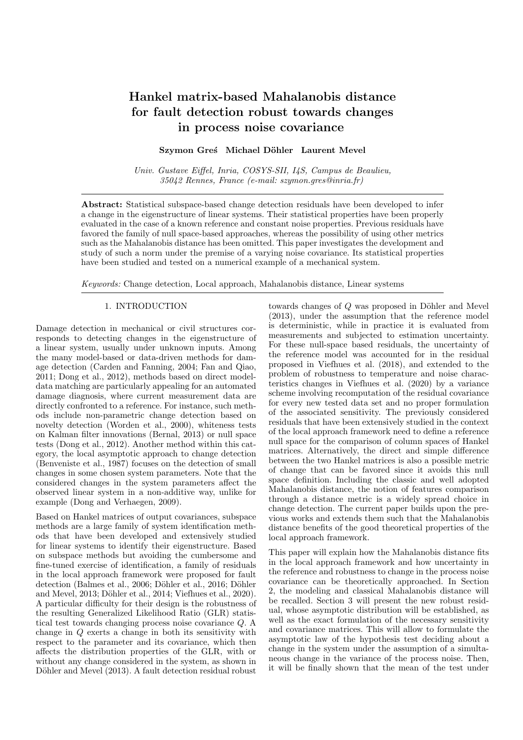# Hankel matrix-based Mahalanobis distance for fault detection robust towards changes in process noise covariance

**Szymon Greś   Michael Döhler   Laurent Mevel**

*Univ. Gustave Eiffel, Inria, COSYS-SII, I4S, Campus de Beaulieu, 35042 Rennes, France (e-mail: szymon.gres@inria.fr)*

**Abstract:** Statistical subspace-based change detection residuals have been developed to infer a change in the eigenstructure of linear systems. Their statistical properties have been properly evaluated in the case of a known reference and constant noise properties. Previous residuals have favored the family of null space-based approaches, whereas the possibility of using other metrics such as the Mahalanobis distance has been omitted. This paper investigates the development and study of such a norm under the premise of a varying noise covariance. Its statistical properties have been studied and tested on a numerical example of a mechanical system.

*Keywords:* Change detection, Local approach, Mahalanobis distance, Linear systems

## 1. INTRODUCTION

Damage detection in mechanical or civil structures corresponds to detecting changes in the eigenstructure of a linear system, usually under unknown inputs. Among the many model-based or data-driven methods for damage detection (Carden and Fanning, 2004; Fan and Qiao, 2011; Dong et al., 2012), methods based on direct model-data matching are particularly appealing for an automated damage diagnosis, where current measurement data are directly confronted to a reference. For instance, such methods include non-parametric change detection based on novelty detection (Worden et al., 2000), whiteness tests on Kalman filter innovations (Bernal, 2013) or null space tests (Dong et al., 2012). Another method within this category, the local asymptotic approach to change detection (Benveniste et al., 1987) focuses on the detection of small changes in some chosen system parameters. Note that the considered changes in the system parameters affect the observed linear system in a non-additive way, unlike for example (Dong and Verhaegen, 2009).

Based on Hankel matrices of output covariances, subspace methods are a large family of system identification methods that have been developed and extensively studied for linear systems to identify their eigenstructure. Based on subspace methods but avoiding the cumbersome and fine-tuned exercise of identification, a family of residuals in the local approach framework were proposed for fault detection (Balmes et al., 2006; Döhler et al., 2016; Döhler and Mevel, 2013; Döhler et al., 2014; Viefhues et al., 2020). A particular difficulty for their design is the robustness of the resulting Generalized Likelihood Ratio (GLR) statistical test towards changing process noise covariance $Q$. A change in $Q$ exerts a change in both its sensitivity with respect to the parameter and its covariance, which then affects the distribution properties of the GLR, with or without any change considered in the system, as shown in Döhler and Mevel (2013). A fault detection residual robust towards changes of $Q$ was proposed in Döhler and Mevel (2013), under the assumption that the reference model is deterministic, while in practice it is evaluated from measurements and subjected to estimation uncertainty. For these null-space based residuals, the uncertainty of the reference model was accounted for in the residual proposed in Viefhues et al. (2018), and extended to the problem of robustness to temperature and noise characteristics changes in Viefhues et al. (2020) by a variance scheme involving recomputation of the residual covariance for every new tested data set and no proper formulation of the associated sensitivity. The previously considered residuals that have been extensively studied in the context of the local approach framework need to define a reference null space for the comparison of column spaces of Hankel matrices. Alternatively, the direct and simple difference between the two Hankel matrices is also a possible metric of change that can be favored since it avoids this null space definition. Including the classic and well adopted Mahalanobis distance, the notion of features comparison through a distance metric is a widely spread choice in change detection. The current paper builds upon the previous works and extends them such that the Mahalanobis distance benefits of the good theoretical properties of the local approach framework.

This paper will explain how the Mahalanobis distance fits in the local approach framework and how uncertainty in the reference and robustness to change in the process noise covariance can be theoretically approached. In Section 2, the modeling and classical Mahalanobis distance will be recalled. Section 3 will present the new robust residual, whose asymptotic distribution will be established, as well as the exact formulation of the necessary sensitivity and covariance matrices. This will allow to formulate the asymptotic law of the hypothesis test deciding about a change in the system under the assumption of a simultaneous change in the variance of the process noise. Then, it will be finally shown that the mean of the test under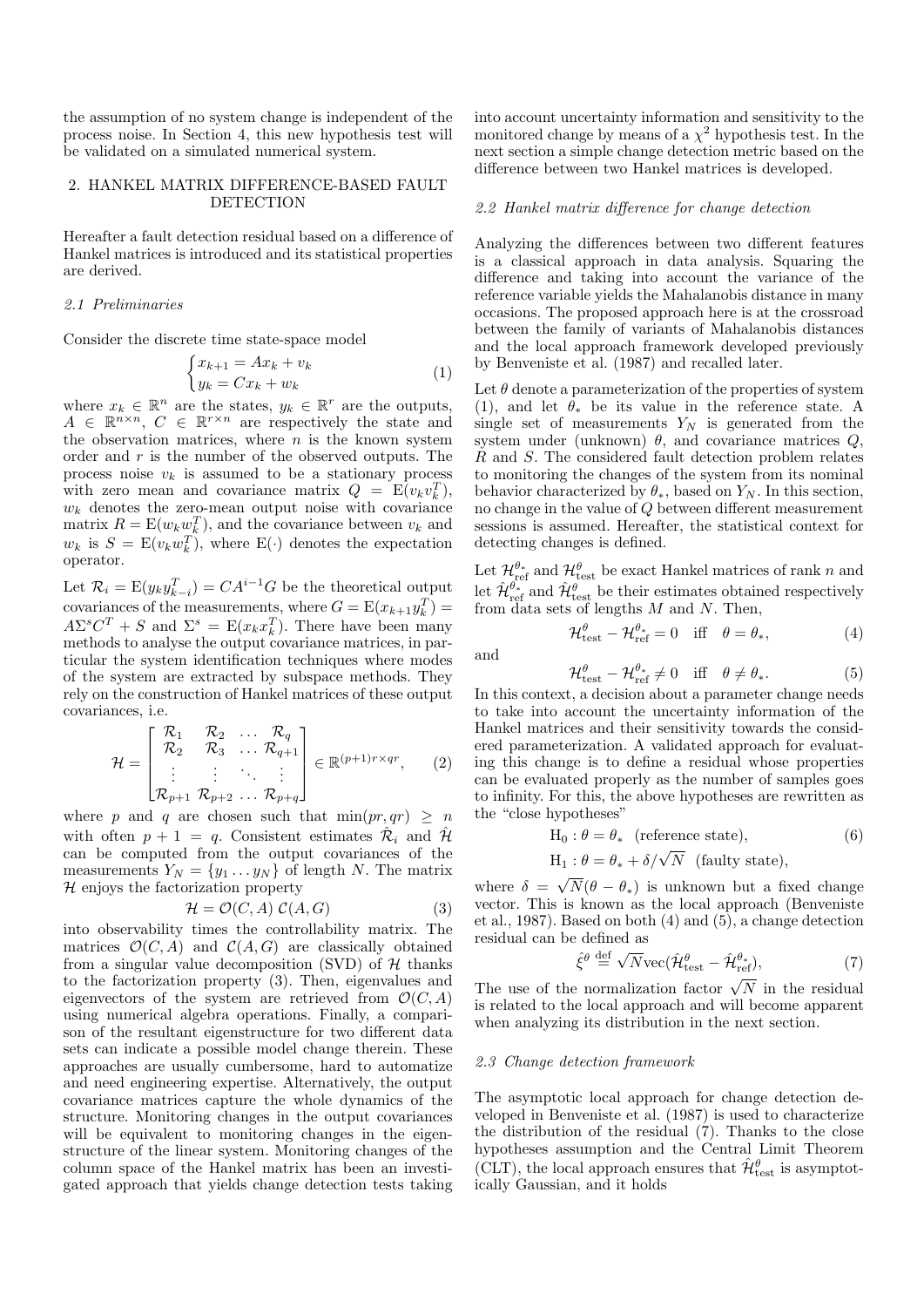the assumption of no system change is independent of the process noise. In Section 4, this new hypothesis test will be validated on a simulated numerical system.

## 2. HANKEL MATRIX DIFFERENCE-BASED FAULT DETECTION

Hereafter a fault detection residual based on a difference of Hankel matrices is introduced and its statistical properties are derived.

### 2.1 Preliminaries

Consider the discrete time state-space model

$$\begin{cases} x_{k+1} = Ax_k + v_k \\ y_k = Cx_k + w_k \end{cases} \tag{1}$$

where $x_k \in \mathbb{R}^n$ are the states, $y_k \in \mathbb{R}^r$ are the outputs, $A \in \mathbb{R}^{n\times n}$, $C \in \mathbb{R}^{r\times n}$ are respectively the state and the observation matrices, where $n$ is the known system order and $r$ is the number of the observed outputs. The process noise $v_k$ is assumed to be a stationary process with zero mean and covariance matrix $Q = \mathrm{E}(v_k v_k^T)$, $w_k$ denotes the zero-mean output noise with covariance matrix $R = \mathrm{E}(w_k w_k^T)$, and the covariance between $v_k$ and $w_k$ is $S = \mathrm{E}(v_k w_k^T)$, where $\mathrm{E}(\cdot)$ denotes the expectation operator.

Let $\mathcal{R}_i = \mathrm{E}(y_k y_{k-i}^T) = CA^{i-1}G$ be the theoretical output covariances of the measurements, where $G = \mathrm{E}(x_{k+1} y_k^T) = A\Sigma^s C^T + S$ and $\Sigma^s = \mathrm{E}(x_k x_k^T)$. There have been many methods to analyse the output covariance matrices, in particular the system identification techniques where modes of the system are extracted by subspace methods. They rely on the construction of Hankel matrices of these output covariances, i.e.

$$\mathcal{H} = \begin{bmatrix} \mathcal{R}_1 & \mathcal{R}_2 & \dots & \mathcal{R}_q \\ \mathcal{R}_2 & \mathcal{R}_3 & \dots & \mathcal{R}_{q+1} \\ \vdots & \vdots & \ddots & \vdots \\ \mathcal{R}_{p+1} & \mathcal{R}_{p+2} & \dots & \mathcal{R}_{p+q} \end{bmatrix} \in \mathbb{R}^{(p+1)r\times qr}, \tag{2}$$

where $p$ and $q$ are chosen such that $\min(pr, qr) \geq n$ with often $p+1 = q$. Consistent estimates $\hat{\mathcal{R}}_i$ and $\hat{\mathcal{H}}$ can be computed from the output covariances of the measurements $Y_N = \{y_1 \dots y_N\}$ of length $N$. The matrix $\mathcal{H}$ enjoys the factorization property

$$\mathcal{H} = \mathcal{O}(C, A)\ \mathcal{C}(A, G) \tag{3}$$

into observability times the controllability matrix. The matrices $\mathcal{O}(C, A)$ and $\mathcal{C}(A, G)$ are classically obtained from a singular value decomposition (SVD) of $\mathcal{H}$ thanks to the factorization property (3). Then, eigenvalues and eigenvectors of the system are retrieved from $\mathcal{O}(C, A)$ using numerical algebra operations. Finally, a comparison of the resultant eigenstructure for two different data sets can indicate a possible model change therein. These approaches are usually cumbersome, hard to automatize and need engineering expertise. Alternatively, the output covariance matrices capture the whole dynamics of the structure. Monitoring changes in the output covariances will be equivalent to monitoring changes in the eigenstructure of the linear system. Monitoring changes of the column space of the Hankel matrix has been an investigated approach that yields change detection tests taking into account uncertainty information and sensitivity to the monitored change by means of a $\chi^2$ hypothesis test. In the next section a simple change detection metric based on the difference between two Hankel matrices is developed.

### 2.2 Hankel matrix difference for change detection

Analyzing the differences between two different features is a classical approach in data analysis. Squaring the difference and taking into account the variance of the reference variable yields the Mahalanobis distance in many occasions. The proposed approach here is at the crossroad between the family of variants of Mahalanobis distances and the local approach framework developed previously by Benveniste et al. (1987) and recalled later.

Let $\theta$ denote a parameterization of the properties of system (1), and let $\theta_*$ be its value in the reference state. A single set of measurements $Y_N$ is generated from the system under (unknown) $\theta$, and covariance matrices $Q$, $R$ and $S$. The considered fault detection problem relates to monitoring the changes of the system from its nominal behavior characterized by $\theta_*$, based on $Y_N$. In this section, no change in the value of $Q$ between different measurement sessions is assumed. Hereafter, the statistical context for detecting changes is defined.

Let $\mathcal{H}_{\mathrm{ref}}^{\theta_*}$ and $\mathcal{H}_{\mathrm{test}}^{\theta}$ be exact Hankel matrices of rank $n$ and let $\hat{\mathcal{H}}_{\mathrm{ref}}^{\theta_*}$ and $\hat{\mathcal{H}}_{\mathrm{test}}^{\theta}$ be their estimates obtained respectively from data sets of lengths $M$ and $N$. Then,

$$\mathcal{H}_{\mathrm{test}}^{\theta} - \mathcal{H}_{\mathrm{ref}}^{\theta_*} = 0 \quad \text{iff} \quad \theta = \theta_*, \tag{4}$$

and

$$\mathcal{H}_{\mathrm{test}}^{\theta} - \mathcal{H}_{\mathrm{ref}}^{\theta_*} \neq 0 \quad \text{iff} \quad \theta \neq \theta_*. \tag{5}$$

In this context, a decision about a parameter change needs to take into account the uncertainty information of the Hankel matrices and their sensitivity towards the considered parameterization. A validated approach for evaluating this change is to define a residual whose properties can be evaluated properly as the number of samples goes to infinity. For this, the above hypotheses are rewritten as the "close hypotheses"

$$\begin{aligned} &\mathrm{H}_0 : \theta = \theta_* \quad \text{(reference state)}, \\ &\mathrm{H}_1 : \theta = \theta_* + \delta/\sqrt{N} \quad \text{(faulty state)}, \end{aligned} \tag{6}$$

where $\delta = \sqrt{N}(\theta - \theta_*)$ is unknown but a fixed change vector. This is known as the local approach (Benveniste et al., 1987). Based on both (4) and (5), a change detection residual can be defined as

$$\hat{\xi}^{\theta} \stackrel{\mathrm{def}}{=} \sqrt{N}\mathrm{vec}(\hat{\mathcal{H}}_{\mathrm{test}}^{\theta} - \hat{\mathcal{H}}_{\mathrm{ref}}^{\theta_*}), \tag{7}$$

The use of the normalization factor $\sqrt{N}$ in the residual is related to the local approach and will become apparent when analyzing its distribution in the next section.

### 2.3 Change detection framework

The asymptotic local approach for change detection developed in Benveniste et al. (1987) is used to characterize the distribution of the residual (7). Thanks to the close hypotheses assumption and the Central Limit Theorem (CLT), the local approach ensures that $\hat{\mathcal{H}}_{\mathrm{test}}^{\theta}$ is asymptotically Gaussian, and it holds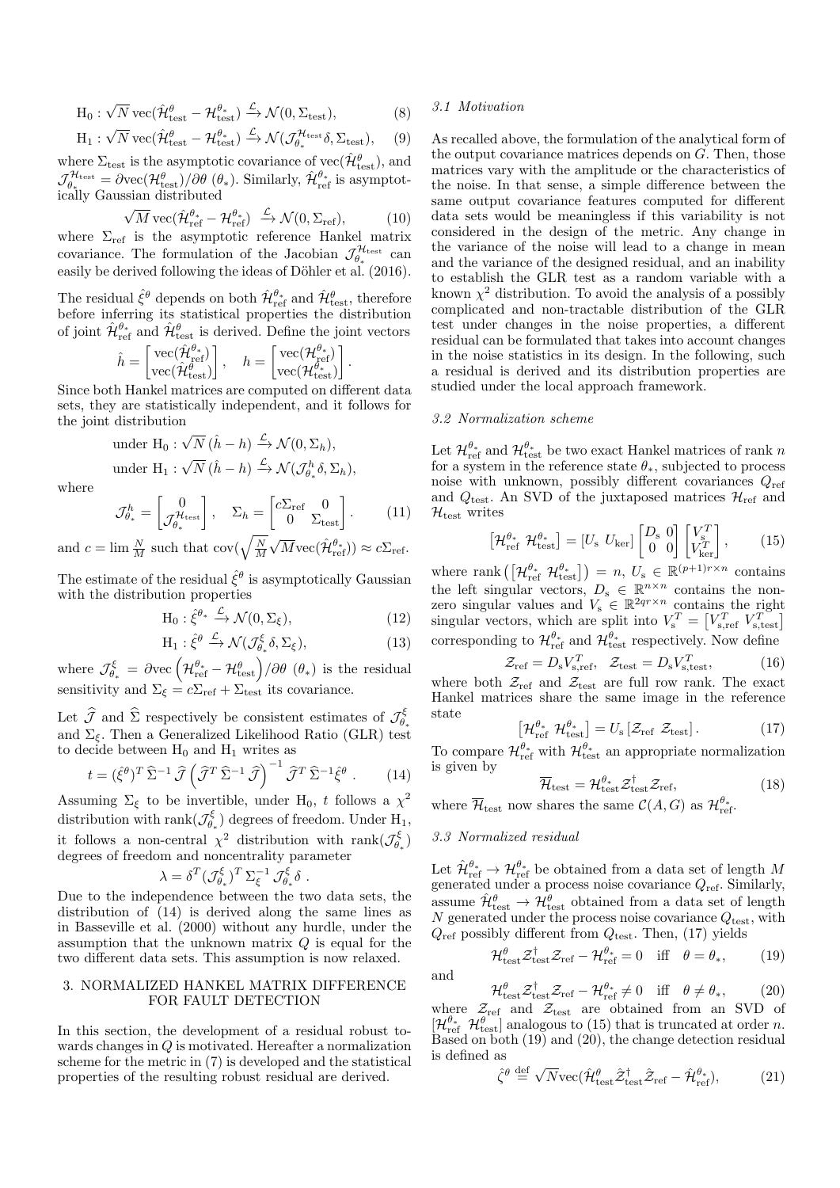$$\mathrm{H}_0 : \sqrt{N}\,\mathrm{vec}(\hat{\mathcal{H}}^{\theta}_{\mathrm{test}} - \mathcal{H}^{\theta_*}_{\mathrm{test}}) \xrightarrow{\mathcal{L}} \mathcal{N}(0, \Sigma_{\mathrm{test}}), \qquad (8)$$

$$\mathrm{H}_1 : \sqrt{N}\,\mathrm{vec}(\hat{\mathcal{H}}^{\theta}_{\mathrm{test}} - \mathcal{H}^{\theta_*}_{\mathrm{test}}) \xrightarrow{\mathcal{L}} \mathcal{N}(\mathcal{J}^{\mathcal{H}_{\mathrm{test}}}_{\theta_*}\delta, \Sigma_{\mathrm{test}}), \qquad (9)$$

where $\Sigma_{\mathrm{test}}$ is the asymptotic covariance of $\mathrm{vec}(\hat{\mathcal{H}}^{\theta}_{\mathrm{test}})$, and $\mathcal{J}^{\mathcal{H}_{\mathrm{test}}}_{\theta_*} = \partial \mathrm{vec}(\mathcal{H}^{\theta}_{\mathrm{test}})/\partial\theta\ (\theta_*)$. Similarly, $\hat{\mathcal{H}}^{\theta_*}_{\mathrm{ref}}$ is asymptotically Gaussian distributed

$$\sqrt{M}\,\mathrm{vec}(\hat{\mathcal{H}}^{\theta_*}_{\mathrm{ref}} - \mathcal{H}^{\theta_*}_{\mathrm{ref}}) \xrightarrow{\mathcal{L}} \mathcal{N}(0, \Sigma_{\mathrm{ref}}), \qquad (10)$$

where $\Sigma_{\mathrm{ref}}$ is the asymptotic reference Hankel matrix covariance. The formulation of the Jacobian $\mathcal{J}^{\mathcal{H}_{\mathrm{test}}}_{\theta_*}$ can easily be derived following the ideas of Döhler et al. (2016).

The residual $\hat{\xi}^{\theta}$ depends on both $\hat{\mathcal{H}}^{\theta_*}_{\mathrm{ref}}$ and $\hat{\mathcal{H}}^{\theta}_{\mathrm{test}}$, therefore before inferring its statistical properties the distribution of joint $\hat{\mathcal{H}}^{\theta_*}_{\mathrm{ref}}$ and $\hat{\mathcal{H}}^{\theta}_{\mathrm{test}}$ is derived. Define the joint vectors

$$\hat{h} = \begin{bmatrix} \mathrm{vec}(\hat{\mathcal{H}}^{\theta_*}_{\mathrm{ref}}) \\ \mathrm{vec}(\hat{\mathcal{H}}^{\theta}_{\mathrm{test}}) \end{bmatrix}, \quad h = \begin{bmatrix} \mathrm{vec}(\mathcal{H}^{\theta_*}_{\mathrm{ref}}) \\ \mathrm{vec}(\mathcal{H}^{\theta_*}_{\mathrm{test}}) \end{bmatrix}.$$

Since both Hankel matrices are computed on different data sets, they are statistically independent, and it follows for the joint distribution

$$\text{under } \mathrm{H}_0 : \sqrt{N}\,(\hat{h} - h) \xrightarrow{\mathcal{L}} \mathcal{N}(0, \Sigma_h),$$

$$\text{under } \mathrm{H}_1 : \sqrt{N}\,(\hat{h} - h) \xrightarrow{\mathcal{L}} \mathcal{N}(\mathcal{J}^{h}_{\theta_*}\delta, \Sigma_h),$$

where

$$\mathcal{J}^{h}_{\theta_*} = \begin{bmatrix} 0 \\ \mathcal{J}^{\mathcal{H}_{\mathrm{test}}}_{\theta_*} \end{bmatrix}, \quad \Sigma_h = \begin{bmatrix} c\Sigma_{\mathrm{ref}} & 0 \\ 0 & \Sigma_{\mathrm{test}} \end{bmatrix}. \qquad (11)$$

and $c = \lim \frac{N}{M}$ such that $\mathrm{cov}(\sqrt{\frac{N}{M}}\sqrt{M}\mathrm{vec}(\hat{\mathcal{H}}^{\theta_*}_{\mathrm{ref}})) \approx c\Sigma_{\mathrm{ref}}$.

The estimate of the residual $\hat{\xi}^{\theta}$ is asymptotically Gaussian with the distribution properties

$$\mathrm{H}_0 : \hat{\xi}^{\theta_*} \xrightarrow{\mathcal{L}} \mathcal{N}(0, \Sigma_{\xi}), \qquad (12)$$

$$\mathrm{H}_1 : \hat{\xi}^{\theta} \xrightarrow{\mathcal{L}} \mathcal{N}(\mathcal{J}^{\xi}_{\theta_*}\delta, \Sigma_{\xi}), \qquad (13)$$

where $\mathcal{J}^{\xi}_{\theta_*} = \partial \mathrm{vec}\left(\mathcal{H}^{\theta_*}_{\mathrm{ref}} - \mathcal{H}^{\theta}_{\mathrm{test}}\right)/\partial\theta\ (\theta_*)$ is the residual sensitivity and $\Sigma_{\xi} = c\Sigma_{\mathrm{ref}} + \Sigma_{\mathrm{test}}$ its covariance.

Let $\widehat{\mathcal{J}}$ and $\widehat{\Sigma}$ respectively be consistent estimates of $\mathcal{J}^{\xi}_{\theta_*}$ and $\Sigma_{\xi}$. Then a Generalized Likelihood Ratio (GLR) test to decide between $\mathrm{H}_0$ and $\mathrm{H}_1$ writes as

$$t = (\hat{\xi}^{\theta})^T\, \widehat{\Sigma}^{-1}\, \widehat{\mathcal{J}} \left(\widehat{\mathcal{J}}^T\, \widehat{\Sigma}^{-1}\, \widehat{\mathcal{J}}\right)^{-1} \widehat{\mathcal{J}}^T\, \widehat{\Sigma}^{-1} \hat{\xi}^{\theta}\ . \qquad (14)$$

Assuming $\Sigma_{\xi}$ to be invertible, under $\mathrm{H}_0$, $t$ follows a $\chi^2$ distribution with $\mathrm{rank}(\mathcal{J}^{\xi}_{\theta_*})$ degrees of freedom. Under $\mathrm{H}_1$, it follows a non-central $\chi^2$ distribution with $\mathrm{rank}(\mathcal{J}^{\xi}_{\theta_*})$ degrees of freedom and noncentrality parameter

$$\lambda = \delta^T (\mathcal{J}^{\xi}_{\theta_*})^T\, \Sigma^{-1}_{\xi}\, \mathcal{J}^{\xi}_{\theta_*}\,\delta\ .$$

Due to the independence between the two data sets, the distribution of (14) is derived along the same lines as in Basseville et al. (2000) without any hurdle, under the assumption that the unknown matrix $Q$ is equal for the two different data sets. This assumption is now relaxed.

## 3. NORMALIZED HANKEL MATRIX DIFFERENCE FOR FAULT DETECTION

In this section, the development of a residual robust towards changes in $Q$ is motivated. Hereafter a normalization scheme for the metric in (7) is developed and the statistical properties of the resulting robust residual are derived.

### 3.1 Motivation

As recalled above, the formulation of the analytical form of the output covariance matrices depends on $G$. Then, those matrices vary with the amplitude or the characteristics of the noise. In that sense, a simple difference between the same output covariance features computed for different data sets would be meaningless if this variability is not considered in the design of the metric. Any change in the variance of the noise will lead to a change in mean and the variance of the designed residual, and an inability to establish the GLR test as a random variable with a known $\chi^2$ distribution. To avoid the analysis of a possibly complicated and non-tractable distribution of the GLR test under changes in the noise properties, a different residual can be formulated that takes into account changes in the noise statistics in its design. In the following, such a residual is derived and its distribution properties are studied under the local approach framework.

### 3.2 Normalization scheme

Let $\mathcal{H}^{\theta_*}_{\mathrm{ref}}$ and $\mathcal{H}^{\theta_*}_{\mathrm{test}}$ be two exact Hankel matrices of rank $n$ for a system in the reference state $\theta_*$, subjected to process noise with unknown, possibly different covariances $Q_{\mathrm{ref}}$ and $Q_{\mathrm{test}}$. An SVD of the juxtaposed matrices $\mathcal{H}_{\mathrm{ref}}$ and $\mathcal{H}_{\mathrm{test}}$ writes

$$\begin{bmatrix}\mathcal{H}^{\theta_*}_{\mathrm{ref}}\ \mathcal{H}^{\theta_*}_{\mathrm{test}}\end{bmatrix} = \begin{bmatrix}U_{\mathrm{s}}\ U_{\mathrm{ker}}\end{bmatrix} \begin{bmatrix} D_{\mathrm{s}} & 0 \\ 0 & 0 \end{bmatrix} \begin{bmatrix} V^T_{\mathrm{s}} \\ V^T_{\mathrm{ker}} \end{bmatrix}, \qquad (15)$$

where $\mathrm{rank}\left(\begin{bmatrix}\mathcal{H}^{\theta_*}_{\mathrm{ref}}\ \mathcal{H}^{\theta_*}_{\mathrm{test}}\end{bmatrix}\right) = n$, $U_{\mathrm{s}} \in \mathbb{R}^{(p+1)r\times n}$ contains the left singular vectors, $D_{\mathrm{s}} \in \mathbb{R}^{n\times n}$ contains the non-zero singular values and $V_{\mathrm{s}} \in \mathbb{R}^{2qr\times n}$ contains the right singular vectors, which are split into $V^T_{\mathrm{s}} = \begin{bmatrix}V^T_{\mathrm{s,ref}}\ V^T_{\mathrm{s,test}}\end{bmatrix}$ corresponding to $\mathcal{H}^{\theta_*}_{\mathrm{ref}}$ and $\mathcal{H}^{\theta_*}_{\mathrm{test}}$ respectively. Now define

$$\mathcal{Z}_{\mathrm{ref}} = D_{\mathrm{s}}V^T_{\mathrm{s,ref}}, \quad \mathcal{Z}_{\mathrm{test}} = D_{\mathrm{s}}V^T_{\mathrm{s,test}}, \qquad (16)$$

where both $\mathcal{Z}_{\mathrm{ref}}$ and $\mathcal{Z}_{\mathrm{test}}$ are full row rank. The exact Hankel matrices share the same image in the reference state

$$\begin{bmatrix}\mathcal{H}^{\theta_*}_{\mathrm{ref}}\ \mathcal{H}^{\theta_*}_{\mathrm{test}}\end{bmatrix} = U_{\mathrm{s}}\begin{bmatrix}\mathcal{Z}_{\mathrm{ref}}\ \mathcal{Z}_{\mathrm{test}}\end{bmatrix}. \qquad (17)$$

To compare $\mathcal{H}^{\theta_*}_{\mathrm{ref}}$ with $\mathcal{H}^{\theta_*}_{\mathrm{test}}$ an appropriate normalization is given by

$$\overline{\mathcal{H}}_{\mathrm{test}} = \mathcal{H}^{\theta_*}_{\mathrm{test}}\mathcal{Z}^{\dagger}_{\mathrm{test}}\mathcal{Z}_{\mathrm{ref}}, \qquad (18)$$

where $\overline{\mathcal{H}}_{\mathrm{test}}$ now shares the same $\mathcal{C}(A, G)$ as $\mathcal{H}^{\theta_*}_{\mathrm{ref}}$.

### 3.3 Normalized residual

Let $\hat{\mathcal{H}}^{\theta_*}_{\mathrm{ref}} \to \mathcal{H}^{\theta_*}_{\mathrm{ref}}$ be obtained from a data set of length $M$ generated under a process noise covariance $Q_{\mathrm{ref}}$. Similarly, assume $\hat{\mathcal{H}}^{\theta}_{\mathrm{test}} \to \mathcal{H}^{\theta}_{\mathrm{test}}$ obtained from a data set of length $N$ generated under the process noise covariance $Q_{\mathrm{test}}$, with $Q_{\mathrm{ref}}$ possibly different from $Q_{\mathrm{test}}$. Then, (17) yields

$$\mathcal{H}^{\theta}_{\mathrm{test}}\mathcal{Z}^{\dagger}_{\mathrm{test}}\mathcal{Z}_{\mathrm{ref}} - \mathcal{H}^{\theta_*}_{\mathrm{ref}} = 0 \quad \text{iff} \quad \theta = \theta_*, \qquad (19)$$

and

$$\mathcal{H}^{\theta}_{\mathrm{test}}\mathcal{Z}^{\dagger}_{\mathrm{test}}\mathcal{Z}_{\mathrm{ref}} - \mathcal{H}^{\theta_*}_{\mathrm{ref}} \neq 0 \quad \text{iff} \quad \theta \neq \theta_*, \qquad (20)$$

where $\mathcal{Z}_{\mathrm{ref}}$ and $\mathcal{Z}_{\mathrm{test}}$ are obtained from an SVD of $[\mathcal{H}^{\theta_*}_{\mathrm{ref}}\ \mathcal{H}^{\theta}_{\mathrm{test}}]$ analogous to (15) that is truncated at order $n$. Based on both (19) and (20), the change detection residual is defined as

$$\hat{\zeta}^{\theta} \stackrel{\mathrm{def}}{=} \sqrt{N}\mathrm{vec}(\hat{\mathcal{H}}^{\theta}_{\mathrm{test}}\hat{\mathcal{Z}}^{\dagger}_{\mathrm{test}}\hat{\mathcal{Z}}_{\mathrm{ref}} - \hat{\mathcal{H}}^{\theta_*}_{\mathrm{ref}}), \qquad (21)$$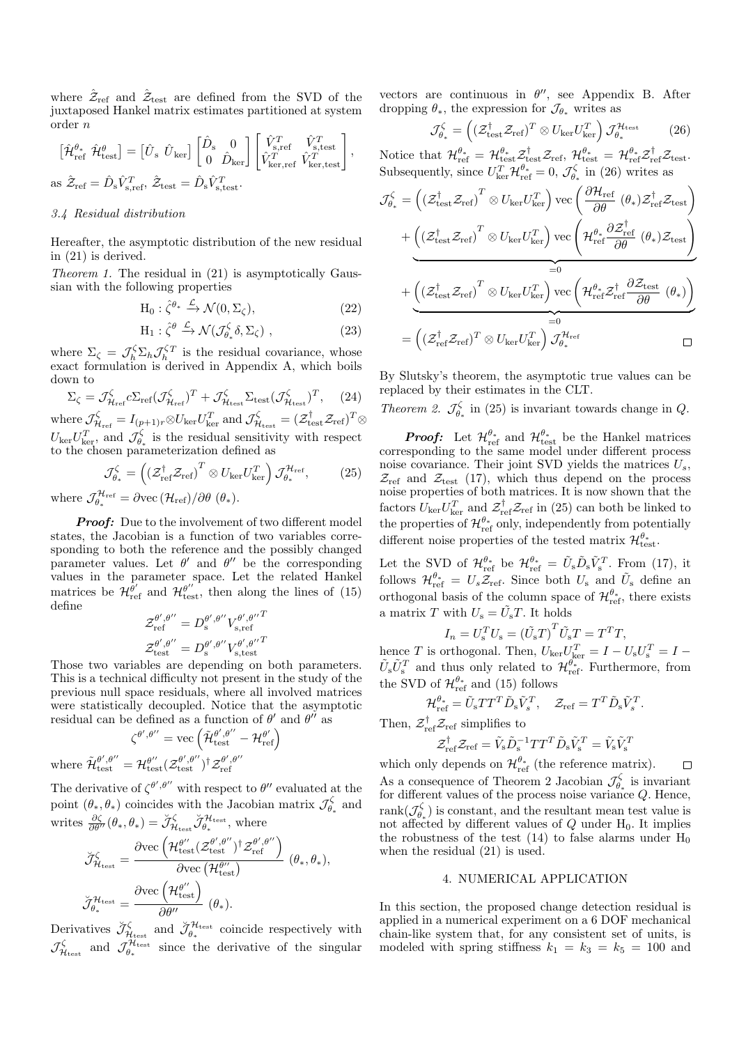where $\hat{\mathcal{Z}}_{\text{ref}}$ and $\hat{\mathcal{Z}}_{\text{test}}$ are defined from the SVD of the juxtaposed Hankel matrix estimates partitioned at system order $n$

$$\left[\hat{\mathcal{H}}_{\text{ref}}^{\theta_*} \; \hat{\mathcal{H}}_{\text{test}}^{\theta}\right] = \left[\hat{U}_{\text{s}} \; \hat{U}_{\text{ker}}\right] \begin{bmatrix} \hat{D}_{\text{s}} & 0 \\ 0 & \hat{D}_{\text{ker}} \end{bmatrix} \begin{bmatrix} \hat{V}_{\text{s,ref}}^T & \hat{V}_{\text{s,test}}^T \\ \hat{V}_{\text{ker,ref}}^T & \hat{V}_{\text{ker,test}}^T \end{bmatrix},$$

as $\hat{\mathcal{Z}}_{\text{ref}} = \hat{D}_{\text{s}} \hat{V}_{\text{s,ref}}^T$, $\hat{\mathcal{Z}}_{\text{test}} = \hat{D}_{\text{s}} \hat{V}_{\text{s,test}}^T$.

### 3.4 Residual distribution

Hereafter, the asymptotic distribution of the new residual in (21) is derived.

*Theorem 1.* The residual in (21) is asymptotically Gaussian with the following properties

$$\text{H}_0 : \hat{\zeta}^{\theta_*} \xrightarrow{\mathcal{L}} \mathcal{N}(0, \Sigma_\zeta), \tag{22}$$

$$\text{H}_1 : \hat{\zeta}^{\theta} \xrightarrow{\mathcal{L}} \mathcal{N}(\mathcal{J}_{\theta_*}^{\zeta} \delta, \Sigma_\zeta) \;, \tag{23}$$

where $\Sigma_\zeta = \mathcal{J}_h^\zeta \Sigma_h \mathcal{J}_h^{\zeta T}$ is the residual covariance, whose exact formulation is derived in Appendix A, which boils down to

$$\Sigma_\zeta = \mathcal{J}_{\mathcal{H}_{\text{ref}}}^{\zeta} c \Sigma_{\text{ref}} (\mathcal{J}_{\mathcal{H}_{\text{ref}}}^{\zeta})^T + \mathcal{J}_{\mathcal{H}_{\text{test}}}^{\zeta} \Sigma_{\text{test}} (\mathcal{J}_{\mathcal{H}_{\text{test}}}^{\zeta})^T, \tag{24}$$

where $\mathcal{J}_{\mathcal{H}_{\text{ref}}}^{\zeta} = I_{(p+1)r} \otimes U_{\text{ker}} U_{\text{ker}}^T$ and $\mathcal{J}_{\mathcal{H}_{\text{test}}}^{\zeta} = (\mathcal{Z}_{\text{test}}^{\dagger} \mathcal{Z}_{\text{ref}})^T \otimes U_{\text{ker}} U_{\text{ker}}^T$, and $\mathcal{J}_{\theta_*}^{\zeta}$ is the residual sensitivity with respect to the chosen parameterization defined as

$$\mathcal{J}_{\theta_*}^{\zeta} = \left( (\mathcal{Z}_{\text{ref}}^{\dagger} \mathcal{Z}_{\text{ref}})^T \otimes U_{\text{ker}} U_{\text{ker}}^T \right) \mathcal{J}_{\theta_*}^{\mathcal{H}_{\text{ref}}}, \tag{25}$$

where $\mathcal{J}_{\theta_*}^{\mathcal{H}_{\text{ref}}} = \partial \text{vec}(\mathcal{H}_{\text{ref}}) / \partial \theta \; (\theta_*)$.

***Proof:*** Due to the involvement of two different model states, the Jacobian is a function of two variables corresponding to both the reference and the possibly changed parameter values. Let $\theta'$ and $\theta''$ be the corresponding values in the parameter space. Let the related Hankel matrices be $\mathcal{H}_{\text{ref}}^{\theta'}$ and $\mathcal{H}_{\text{test}}^{\theta''}$, then along the lines of (15) define

$$\mathcal{Z}_{\text{ref}}^{\theta',\theta''} = D_{\text{s}}^{\theta',\theta''} V_{\text{s,ref}}^{\theta',\theta''T}$$

$$\mathcal{Z}_{\text{test}}^{\theta',\theta''} = D_{\text{s}}^{\theta',\theta''} V_{\text{s,test}}^{\theta',\theta''T}$$

Those two variables are depending on both parameters. This is a technical difficulty not present in the study of the previous null space residuals, where all involved matrices were statistically decoupled. Notice that the asymptotic residual can be defined as a function of $\theta'$ and $\theta''$ as

$$\zeta^{\theta',\theta''} = \text{vec}\left( \tilde{\mathcal{H}}_{\text{test}}^{\theta',\theta''} - \mathcal{H}_{\text{ref}}^{\theta'} \right)$$

where $\tilde{\mathcal{H}}_{\text{test}}^{\theta',\theta''} = \mathcal{H}_{\text{test}}^{\theta''} (\mathcal{Z}_{\text{test}}^{\theta',\theta''})^{\dagger} \mathcal{Z}_{\text{ref}}^{\theta',\theta''}$

The derivative of $\zeta^{\theta',\theta''}$ with respect to $\theta''$ evaluated at the point $(\theta_*, \theta_*)$ coincides with the Jacobian matrix $\mathcal{J}_{\theta_*}^{\zeta}$ and writes $\frac{\partial \zeta}{\partial \theta''}(\theta_*, \theta_*) = \breve{\mathcal{J}}_{\mathcal{H}_{\text{test}}}^{\zeta} \breve{\mathcal{J}}_{\theta_*}^{\mathcal{H}_{\text{test}}}$, where

$$\breve{\mathcal{J}}_{\mathcal{H}_{\text{test}}}^{\zeta} = \frac{\partial \text{vec}\left( \mathcal{H}_{\text{test}}^{\theta''} (\mathcal{Z}_{\text{test}}^{\theta',\theta''})^{\dagger} \mathcal{Z}_{\text{ref}}^{\theta',\theta''} \right)}{\partial \text{vec}\left( \mathcal{H}_{\text{test}}^{\theta''} \right)} \; (\theta_*, \theta_*),$$

$$\breve{\mathcal{J}}_{\theta_*}^{\mathcal{H}_{\text{test}}} = \frac{\partial \text{vec}\left( \mathcal{H}_{\text{test}}^{\theta''} \right)}{\partial \theta''} \; (\theta_*).$$

Derivatives $\breve{\mathcal{J}}_{\mathcal{H}_{\text{test}}}^{\zeta}$ and $\breve{\mathcal{J}}_{\theta_*}^{\mathcal{H}_{\text{test}}}$ coincide respectively with $\mathcal{J}_{\mathcal{H}_{\text{test}}}^{\zeta}$ and $\mathcal{J}_{\theta_*}^{\mathcal{H}_{\text{test}}}$ since the derivative of the singular vectors are continuous in $\theta''$, see Appendix B. After dropping $\theta_*$, the expression for $\mathcal{J}_{\theta_*}$ writes as

$$\mathcal{J}_{\theta_*}^{\zeta} = \left( (\mathcal{Z}_{\text{test}}^{\dagger} \mathcal{Z}_{\text{ref}})^T \otimes U_{\text{ker}} U_{\text{ker}}^T \right) \mathcal{J}_{\theta_*}^{\mathcal{H}_{\text{test}}} \tag{26}$$

Notice that $\mathcal{H}_{\text{ref}}^{\theta_*} = \mathcal{H}_{\text{test}}^{\theta_*} \mathcal{Z}_{\text{test}}^{\dagger} \mathcal{Z}_{\text{ref}}$, $\mathcal{H}_{\text{test}}^{\theta_*} = \mathcal{H}_{\text{ref}}^{\theta_*} \mathcal{Z}_{\text{ref}}^{\dagger} \mathcal{Z}_{\text{test}}$. Subsequently, since $U_{\text{ker}}^T \mathcal{H}_{\text{ref}}^{\theta_*} = 0$, $\mathcal{J}_{\theta_*}^{\zeta}$ in (26) writes as

$$\begin{aligned}
\mathcal{J}_{\theta_*}^{\zeta} &= \left( \left( \mathcal{Z}_{\text{test}}^{\dagger} \mathcal{Z}_{\text{ref}} \right)^T \otimes U_{\text{ker}} U_{\text{ker}}^T \right) \text{vec}\left( \frac{\partial \mathcal{H}_{\text{ref}}}{\partial \theta} (\theta_*) \mathcal{Z}_{\text{ref}}^{\dagger} \mathcal{Z}_{\text{test}} \right) \\
&\quad + \underbrace{\left( \left( \mathcal{Z}_{\text{test}}^{\dagger} \mathcal{Z}_{\text{ref}} \right)^T \otimes U_{\text{ker}} U_{\text{ker}}^T \right) \text{vec}\left( \mathcal{H}_{\text{ref}}^{\theta_*} \frac{\partial \mathcal{Z}_{\text{ref}}^{\dagger}}{\partial \theta} (\theta_*) \mathcal{Z}_{\text{test}} \right)}_{=0} \\
&\quad + \underbrace{\left( \left( \mathcal{Z}_{\text{test}}^{\dagger} \mathcal{Z}_{\text{ref}} \right)^T \otimes U_{\text{ker}} U_{\text{ker}}^T \right) \text{vec}\left( \mathcal{H}_{\text{ref}}^{\theta_*} \mathcal{Z}_{\text{ref}}^{\dagger} \frac{\partial \mathcal{Z}_{\text{test}}}{\partial \theta} (\theta_*) \right)}_{=0} \\
&= \left( (\mathcal{Z}_{\text{ref}}^{\dagger} \mathcal{Z}_{\text{ref}})^T \otimes U_{\text{ker}} U_{\text{ker}}^T \right) \mathcal{J}_{\theta_*}^{\mathcal{H}_{\text{ref}}} \qquad \square
\end{aligned}$$

By Slutsky's theorem, the asymptotic true values can be replaced by their estimates in the CLT.

*Theorem 2.* $\mathcal{J}_{\theta_*}^{\zeta}$ in (25) is invariant towards change in $Q$.

***Proof:*** Let $\mathcal{H}_{\text{ref}}^{\theta_*}$ and $\mathcal{H}_{\text{test}}^{\theta_*}$ be the Hankel matrices corresponding to the same model under different process noise covariance. Their joint SVD yields the matrices $U_s$, $\mathcal{Z}_{\text{ref}}$ and $\mathcal{Z}_{\text{test}}$ (17), which thus depend on the process noise properties of both matrices. It is now shown that the factors $U_{\text{ker}} U_{\text{ker}}^T$ and $\mathcal{Z}_{\text{ref}}^{\dagger} \mathcal{Z}_{\text{ref}}$ in (25) can both be linked to the properties of $\mathcal{H}_{\text{ref}}^{\theta_*}$ only, independently from potentially different noise properties of the tested matrix $\mathcal{H}_{\text{test}}^{\theta_*}$.

Let the SVD of $\mathcal{H}_{\text{ref}}^{\theta_*}$ be $\mathcal{H}_{\text{ref}}^{\theta_*} = \tilde{U}_s \tilde{D}_s \tilde{V}_s^T$. From (17), it follows $\mathcal{H}_{\text{ref}}^{\theta_*} = U_s \mathcal{Z}_{\text{ref}}$. Since both $U_{\text{s}}$ and $\tilde{U}_{\text{s}}$ define an orthogonal basis of the column space of $\mathcal{H}_{\text{ref}}^{\theta_*}$, there exists a matrix $T$ with $U_{\text{s}} = \tilde{U}_{\text{s}} T$. It holds

$$I_n = U_{\text{s}}^T U_{\text{s}} = (\tilde{U}_{\text{s}} T)^T \tilde{U}_{\text{s}} T = T^T T,$$

hence $T$ is orthogonal. Then, $U_{\text{ker}} U_{\text{ker}}^T = I - U_{\text{s}} U_{\text{s}}^T = I - \tilde{U}_{\text{s}} \tilde{U}_{\text{s}}^T$ and thus only related to $\mathcal{H}_{\text{ref}}^{\theta_*}$. Furthermore, from the SVD of $\mathcal{H}_{\text{ref}}^{\theta_*}$ and (15) follows

$$\mathcal{H}_{\text{ref}}^{\theta_*} = \tilde{U}_{\text{s}} T T^T \tilde{D}_{\text{s}} \tilde{V}_s^T, \quad \mathcal{Z}_{\text{ref}} = T^T \tilde{D}_{\text{s}} \tilde{V}_s^T.$$

Then, $\mathcal{Z}_{\text{ref}}^{\dagger} \mathcal{Z}_{\text{ref}}$ simplifies to

$$\mathcal{Z}_{\text{ref}}^{\dagger} \mathcal{Z}_{\text{ref}} = \tilde{V}_{\text{s}} \tilde{D}_{\text{s}}^{-1} T T^T \tilde{D}_{\text{s}} \tilde{V}_{\text{s}}^T = \tilde{V}_{\text{s}} \tilde{V}_{\text{s}}^T$$

which only depends on $\mathcal{H}_{\text{ref}}^{\theta_*}$ (the reference matrix). $\square$

As a consequence of Theorem 2 Jacobian $\mathcal{J}_{\theta_*}^{\zeta}$ is invariant for different values of the process noise variance $Q$. Hence, $\text{rank}(\mathcal{J}_{\theta_*}^{\zeta})$ is constant, and the resultant mean test value is not affected by different values of $Q$ under $\text{H}_0$. It implies the robustness of the test (14) to false alarms under $\text{H}_0$ when the residual (21) is used.

## 4. NUMERICAL APPLICATION

In this section, the proposed change detection residual is applied in a numerical experiment on a 6 DOF mechanical chain-like system that, for any consistent set of units, is modeled with spring stiffness $k_1 = k_3 = k_5 = 100$ and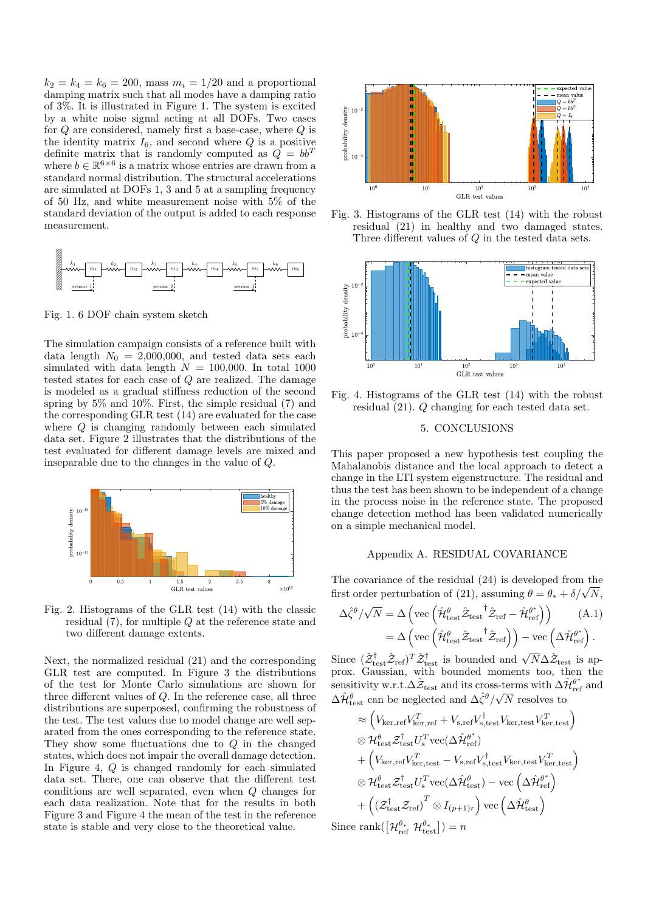$k_2 = k_4 = k_6 = 200$, mass $m_i = 1/20$ and a proportional damping matrix such that all modes have a damping ratio of 3%. It is illustrated in Figure 1. The system is excited by a white noise signal acting at all DOFs. Two cases for $Q$ are considered, namely first a base-case, where $Q$ is the identity matrix $I_6$, and second where $Q$ is a positive definite matrix that is randomly computed as $Q = bb^T$ where $b \in \mathbb{R}^{6\times 6}$ is a matrix whose entries are drawn from a standard normal distribution. The structural accelerations are simulated at DOFs 1, 3 and 5 at a sampling frequency of 50 Hz, and white measurement noise with 5% of the standard deviation of the output is added to each response measurement.

Fig. 1. 6 DOF chain system sketch

The simulation campaign consists of a reference built with data length $N_0 = 2{,}000{,}000$, and tested data sets each simulated with data length $N = 100{,}000$. In total 1000 tested states for each case of $Q$ are realized. The damage is modeled as a gradual stiffness reduction of the second spring by 5% and 10%. First, the simple residual (7) and the corresponding GLR test (14) are evaluated for the case where $Q$ is changing randomly between each simulated data set. Figure 2 illustrates that the distributions of the test evaluated for different damage levels are mixed and inseparable due to the changes in the value of $Q$.

Fig. 2. Histograms of the GLR test (14) with the classic residual (7), for multiple $Q$ at the reference state and two different damage extents.

Next, the normalized residual (21) and the corresponding GLR test are computed. In Figure 3 the distributions of the test for Monte Carlo simulations are shown for three different values of $Q$. In the reference case, all three distributions are superposed, confirming the robustness of the test. The test values due to model change are well separated from the ones corresponding to the reference state. They show some fluctuations due to $Q$ in the changed states, which does not impair the overall damage detection. In Figure 4, $Q$ is changed randomly for each simulated data set. There, one can observe that the different test conditions are well separated, even when $Q$ changes for each data realization. Note that for the results in both Figure 3 and Figure 4 the mean of the test in the reference state is stable and very close to the theoretical value.

Fig. 3. Histograms of the GLR test (14) with the robust residual (21) in healthy and two damaged states. Three different values of $Q$ in the tested data sets.

Fig. 4. Histograms of the GLR test (14) with the robust residual (21). $Q$ changing for each tested data set.

## 5. CONCLUSIONS

This paper proposed a new hypothesis test coupling the Mahalanobis distance and the local approach to detect a change in the LTI system eigenstructure. The residual and thus the test has been shown to be independent of a change in the process noise in the reference state. The proposed change detection method has been validated numerically on a simple mechanical model.

## Appendix A. RESIDUAL COVARIANCE

The covariance of the residual (24) is developed from the first order perturbation of (21), assuming $\theta = \theta_* + \delta/\sqrt{N}$,

$$\Delta\hat{\zeta}^\theta/\sqrt{N} = \Delta\left(\text{vec}\left(\hat{\mathcal{H}}^\theta_{\text{test}}\hat{\mathcal{Z}}_{\text{test}}{}^\dagger\hat{\mathcal{Z}}_{\text{ref}} - \hat{\mathcal{H}}^{\theta^*}_{\text{ref}}\right)\right) \tag{A.1}$$

$$= \Delta\left(\text{vec}\left(\hat{\mathcal{H}}^\theta_{\text{test}}\hat{\mathcal{Z}}_{\text{test}}{}^\dagger\hat{\mathcal{Z}}_{\text{ref}}\right)\right) - \text{vec}\left(\Delta\hat{\mathcal{H}}^{\theta^*}_{\text{ref}}\right).$$

Since $(\hat{\mathcal{Z}}^\dagger_{\text{test}}\hat{\mathcal{Z}}_{\text{ref}})^T\hat{\mathcal{Z}}^\dagger_{\text{test}}$ is bounded and $\sqrt{N}\Delta\hat{\mathcal{Z}}_{\text{test}}$ is approx. Gaussian, with bounded moments too, then the sensitivity w.r.t.$\Delta\hat{\mathcal{Z}}_{\text{test}}$ and its cross-terms with $\Delta\hat{\mathcal{H}}^{\theta^*}_{\text{ref}}$ and $\Delta\hat{\mathcal{H}}^\theta_{\text{test}}$ can be neglected and $\Delta\hat{\zeta}^\theta/\sqrt{N}$ resolves to

$$\approx \left(V_{\text{ker,ref}}V^T_{\text{ker,ref}} + V_{\text{s,ref}}V^\dagger_{\text{s,test}}V_{\text{ker,test}}V^T_{\text{ker,test}}\right)$$
$$\otimes\, \mathcal{H}^\theta_{\text{test}}\mathcal{Z}^\dagger_{\text{test}}U^T_{\text{s}}\text{vec}(\Delta\hat{\mathcal{H}}^{\theta^*}_{\text{ref}})$$
$$+ \left(V_{\text{ker,ref}}V^T_{\text{ker,test}} - V_{\text{s,ref}}V^\dagger_{\text{s,test}}V_{\text{ker,test}}V^T_{\text{ker,test}}\right)$$
$$\otimes\, \mathcal{H}^\theta_{\text{test}}\mathcal{Z}^\dagger_{\text{test}}U^T_{\text{s}}\text{vec}(\Delta\hat{\mathcal{H}}^\theta_{\text{test}}) - \text{vec}\left(\Delta\hat{\mathcal{H}}^{\theta^*}_{\text{ref}}\right)$$
$$+ \left((\mathcal{Z}^\dagger_{\text{test}}\mathcal{Z}_{\text{ref}})^T \otimes I_{(p+1)r}\right)\text{vec}\left(\Delta\hat{\mathcal{H}}^\theta_{\text{test}}\right)$$

Since $\text{rank}([\mathcal{H}^{\theta_*}_{\text{ref}}\ \mathcal{H}^{\theta_*}_{\text{test}}]) = n$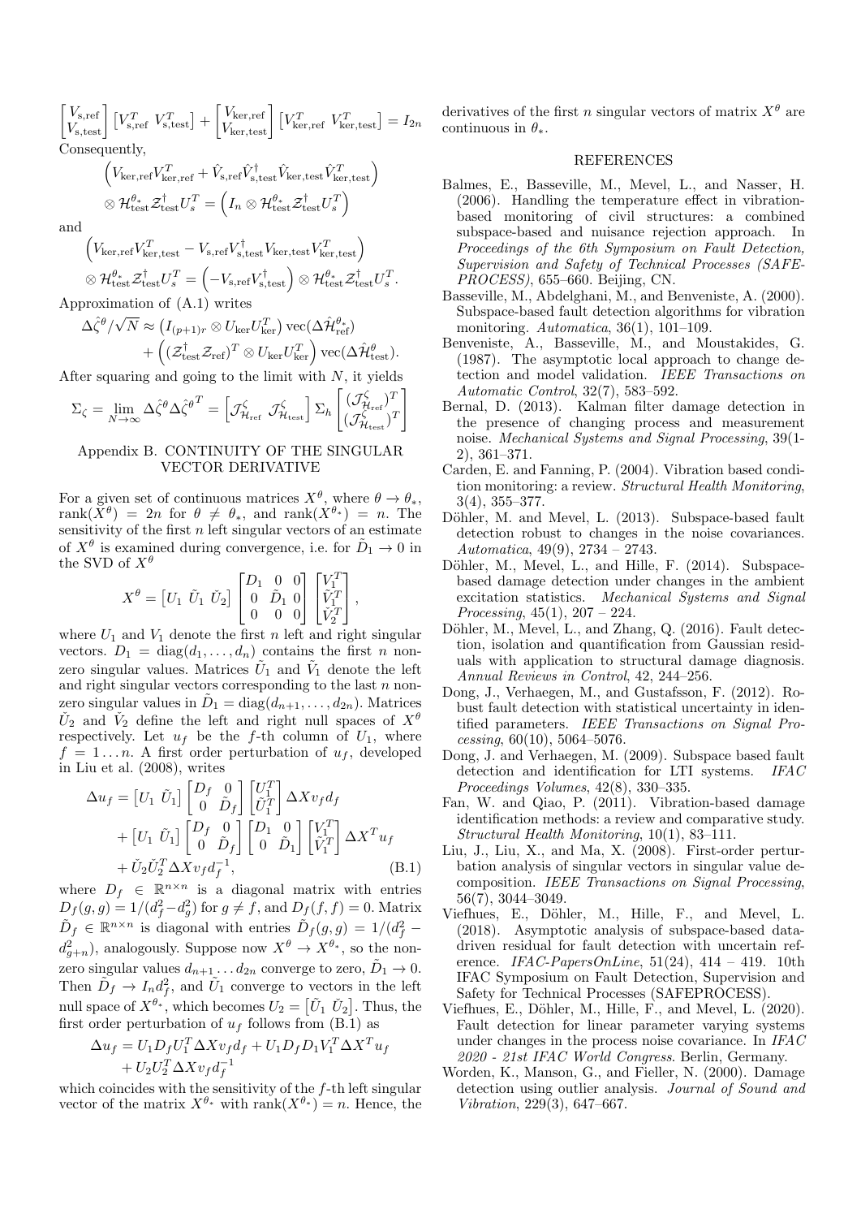$$\begin{bmatrix} V_{\mathrm{s,ref}} \\ V_{\mathrm{s,test}} \end{bmatrix} \begin{bmatrix} V_{\mathrm{s,ref}}^T & V_{\mathrm{s,test}}^T \end{bmatrix} + \begin{bmatrix} V_{\mathrm{ker,ref}} \\ V_{\mathrm{ker,test}} \end{bmatrix} \begin{bmatrix} V_{\mathrm{ker,ref}}^T & V_{\mathrm{ker,test}}^T \end{bmatrix} = I_{2n}$$

Consequently,

$$\left( V_{\mathrm{ker,ref}} V_{\mathrm{ker,ref}}^T + \hat{V}_{\mathrm{s,ref}} \hat{V}_{\mathrm{s,test}}^\dagger \hat{V}_{\mathrm{ker,test}} \hat{V}_{\mathrm{ker,test}}^T \right) \otimes \mathcal{H}_{\mathrm{test}}^{\theta_*} \mathcal{Z}_{\mathrm{test}}^\dagger U_s^T = \left( I_n \otimes \mathcal{H}_{\mathrm{test}}^{\theta_*} \mathcal{Z}_{\mathrm{test}}^\dagger U_s^T \right)$$

and

$$\left( V_{\mathrm{ker,ref}} V_{\mathrm{ker,test}}^T - V_{\mathrm{s,ref}} V_{\mathrm{s,test}}^\dagger V_{\mathrm{ker,test}} V_{\mathrm{ker,test}}^T \right) \otimes \mathcal{H}_{\mathrm{test}}^{\theta_*} \mathcal{Z}_{\mathrm{test}}^\dagger U_s^T = \left( -V_{\mathrm{s,ref}} V_{\mathrm{s,test}}^\dagger \right) \otimes \mathcal{H}_{\mathrm{test}}^{\theta_*} \mathcal{Z}_{\mathrm{test}}^\dagger U_s^T.$$

Approximation of (A.1) writes

$$\Delta\hat{\zeta}^\theta / \sqrt{N} \approx \left( I_{(p+1)r} \otimes U_{\mathrm{ker}} U_{\mathrm{ker}}^T \right) \mathrm{vec}(\Delta \hat{\mathcal{H}}_{\mathrm{ref}}^{\theta_*}) + \left( (\mathcal{Z}_{\mathrm{test}}^\dagger \mathcal{Z}_{\mathrm{ref}})^T \otimes U_{\mathrm{ker}} U_{\mathrm{ker}}^T \right) \mathrm{vec}(\Delta \hat{\mathcal{H}}_{\mathrm{test}}^{\theta}).$$

After squaring and going to the limit with $N$, it yields

$$\Sigma_\zeta = \lim_{N\to\infty} \Delta\hat{\zeta}^\theta \Delta\hat{\zeta}^{\theta^T} = \begin{bmatrix} \mathcal{J}_{\mathcal{H}_{\mathrm{ref}}}^\zeta & \mathcal{J}_{\mathcal{H}_{\mathrm{test}}}^\zeta \end{bmatrix} \Sigma_h \begin{bmatrix} (\mathcal{J}_{\mathcal{H}_{\mathrm{ref}}}^\zeta)^T \\ (\mathcal{J}_{\mathcal{H}_{\mathrm{test}}}^\zeta)^T \end{bmatrix}$$

## Appendix B. CONTINUITY OF THE SINGULAR VECTOR DERIVATIVE

For a given set of continuous matrices $X^\theta$, where $\theta \to \theta_*$, $\mathrm{rank}(X^\theta) = 2n$ for $\theta \neq \theta_*$, and $\mathrm{rank}(X^{\theta_*}) = n$. The sensitivity of the first $n$ left singular vectors of an estimate of $X^\theta$ is examined during convergence, i.e. for $\tilde{D}_1 \to 0$ in the SVD of $X^\theta$

$$X^\theta = \begin{bmatrix} U_1 & \tilde{U}_1 & \check{U}_2 \end{bmatrix} \begin{bmatrix} D_1 & 0 & 0 \\ 0 & \tilde{D}_1 & 0 \\ 0 & 0 & 0 \end{bmatrix} \begin{bmatrix} V_1^T \\ \tilde{V}_1^T \\ \check{V}_2^T \end{bmatrix},$$

where $U_1$ and $V_1$ denote the first $n$ left and right singular vectors. $D_1 = \mathrm{diag}(d_1, \ldots, d_n)$ contains the first $n$ nonzero singular values. Matrices $\tilde{U}_1$ and $\tilde{V}_1$ denote the left and right singular vectors corresponding to the last $n$ nonzero singular values in $\tilde{D}_1 = \mathrm{diag}(d_{n+1}, \ldots, d_{2n})$. Matrices $\check{U}_2$ and $\check{V}_2$ define the left and right null spaces of $X^\theta$ respectively. Let $u_f$ be the $f$-th column of $U_1$, where $f = 1 \ldots n$. A first order perturbation of $u_f$, developed in Liu et al. (2008), writes

$$\begin{aligned} \Delta u_f = {} & \begin{bmatrix} U_1 & \tilde{U}_1 \end{bmatrix} \begin{bmatrix} D_f & 0 \\ 0 & \tilde{D}_f \end{bmatrix} \begin{bmatrix} U_1^T \\ \tilde{U}_1^T \end{bmatrix} \Delta X v_f d_f \\ & + \begin{bmatrix} U_1 & \tilde{U}_1 \end{bmatrix} \begin{bmatrix} D_f & 0 \\ 0 & \tilde{D}_f \end{bmatrix} \begin{bmatrix} D_1 & 0 \\ 0 & \tilde{D}_1 \end{bmatrix} \begin{bmatrix} V_1^T \\ \tilde{V}_1^T \end{bmatrix} \Delta X^T u_f \\ & + \check{U}_2 \check{U}_2^T \Delta X v_f d_f^{-1}, \end{aligned} \tag{B.1}$$

where $D_f \in \mathbb{R}^{n\times n}$ is a diagonal matrix with entries $D_f(g,g) = 1/(d_f^2 - d_g^2)$ for $g \neq f$, and $D_f(f,f) = 0$. Matrix $\tilde{D}_f \in \mathbb{R}^{n\times n}$ is diagonal with entries $\tilde{D}_f(g,g) = 1/(d_f^2 - d_{g+n}^2)$, analogously. Suppose now $X^\theta \to X^{\theta_*}$, so the nonzero singular values $d_{n+1} \ldots d_{2n}$ converge to zero, $\tilde{D}_1 \to 0$. Then $\tilde{D}_f \to I_n d_f^2$, and $\tilde{U}_1$ converge to vectors in the left null space of $X^{\theta_*}$, which becomes $U_2 = \begin{bmatrix} \tilde{U}_1 & \check{U}_2 \end{bmatrix}$. Thus, the first order perturbation of $u_f$ follows from (B.1) as

$$\Delta u_f = U_1 D_f U_1^T \Delta X v_f d_f + U_1 D_f D_1 V_1^T \Delta X^T u_f + U_2 U_2^T \Delta X v_f d_f^{-1}$$

which coincides with the sensitivity of the $f$-th left singular vector of the matrix $X^{\theta_*}$ with $\mathrm{rank}(X^{\theta_*}) = n$. Hence, the derivatives of the first $n$ singular vectors of matrix $X^\theta$ are continuous in $\theta_*$.

## REFERENCES

Balmes, E., Basseville, M., Mevel, L., and Nasser, H. (2006). Handling the temperature effect in vibration-based monitoring of civil structures: a combined subspace-based and nuisance rejection approach. In *Proceedings of the 6th Symposium on Fault Detection, Supervision and Safety of Technical Processes (SAFEPROCESS)*, 655–660. Beijing, CN.

Basseville, M., Abdelghani, M., and Benveniste, A. (2000). Subspace-based fault detection algorithms for vibration monitoring. *Automatica*, 36(1), 101–109.

Benveniste, A., Basseville, M., and Moustakides, G. (1987). The asymptotic local approach to change detection and model validation. *IEEE Transactions on Automatic Control*, 32(7), 583–592.

Bernal, D. (2013). Kalman filter damage detection in the presence of changing process and measurement noise. *Mechanical Systems and Signal Processing*, 39(1-2), 361–371.

Carden, E. and Fanning, P. (2004). Vibration based condition monitoring: a review. *Structural Health Monitoring*, 3(4), 355–377.

Döhler, M. and Mevel, L. (2013). Subspace-based fault detection robust to changes in the noise covariances. *Automatica*, 49(9), 2734 – 2743.

Döhler, M., Mevel, L., and Hille, F. (2014). Subspace-based damage detection under changes in the ambient excitation statistics. *Mechanical Systems and Signal Processing*, 45(1), 207 – 224.

Döhler, M., Mevel, L., and Zhang, Q. (2016). Fault detection, isolation and quantification from Gaussian residuals with application to structural damage diagnosis. *Annual Reviews in Control*, 42, 244–256.

Dong, J., Verhaegen, M., and Gustafsson, F. (2012). Robust fault detection with statistical uncertainty in identified parameters. *IEEE Transactions on Signal Processing*, 60(10), 5064–5076.

Dong, J. and Verhaegen, M. (2009). Subspace based fault detection and identification for LTI systems. *IFAC Proceedings Volumes*, 42(8), 330–335.

Fan, W. and Qiao, P. (2011). Vibration-based damage identification methods: a review and comparative study. *Structural Health Monitoring*, 10(1), 83–111.

Liu, J., Liu, X., and Ma, X. (2008). First-order perturbation analysis of singular vectors in singular value decomposition. *IEEE Transactions on Signal Processing*, 56(7), 3044–3049.

Viefhues, E., Döhler, M., Hille, F., and Mevel, L. (2018). Asymptotic analysis of subspace-based data-driven residual for fault detection with uncertain reference. *IFAC-PapersOnLine*, 51(24), 414 – 419. 10th IFAC Symposium on Fault Detection, Supervision and Safety for Technical Processes (SAFEPROCESS).

Viefhues, E., Döhler, M., Hille, F., and Mevel, L. (2020). Fault detection for linear parameter varying systems under changes in the process noise covariance. In *IFAC 2020 - 21st IFAC World Congress*. Berlin, Germany.

Worden, K., Manson, G., and Fieller, N. (2000). Damage detection using outlier analysis. *Journal of Sound and Vibration*, 229(3), 647–667.